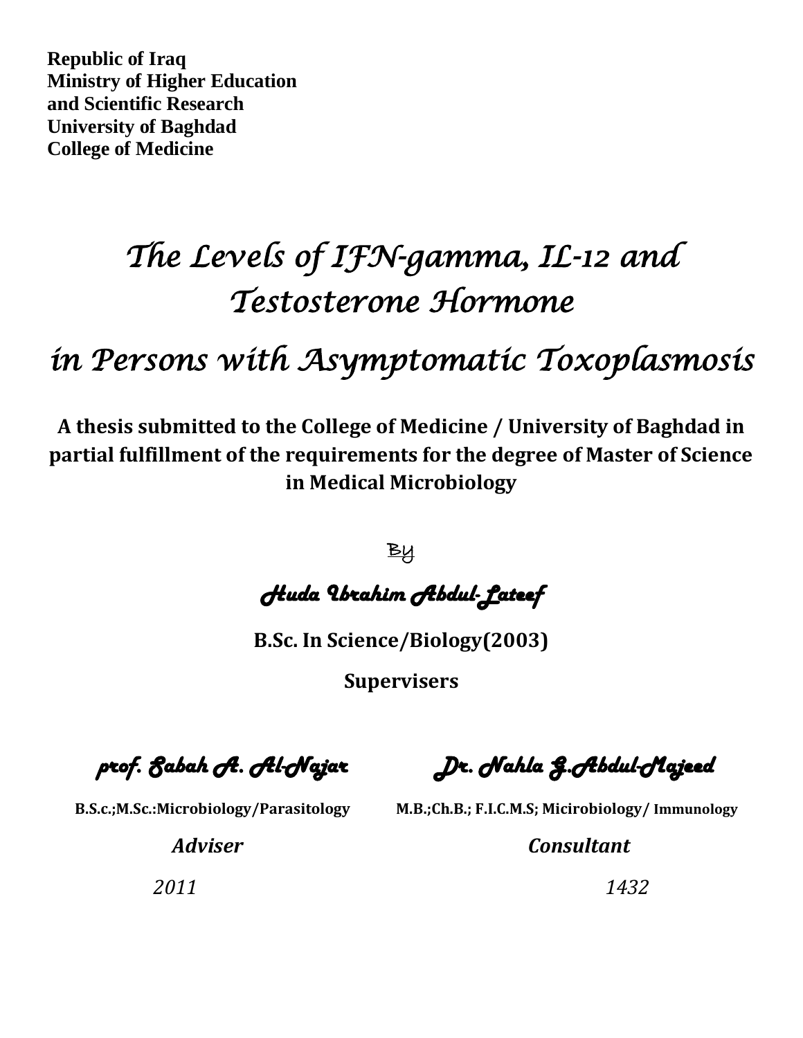**Republic of Iraq**
**Ministry of Higher Education**
**and Scientific Research**
**University of Baghdad**
**College of Medicine**

# *The Levels of IFN-gamma, IL-12 and Testosterone Hormone in Persons with Asymptomatic Toxoplasmosis*

**A thesis submitted to the College of Medicine / University of Baghdad in partial fulfillment of the requirements for the degree of Master of Science in Medical Microbiology**

By

***Huda Ibrahim Abdul-Lateef***

**B.Sc. In Science/Biology(2003)**

**Supervisers**

***prof. Sabah A. Al-Najar***
**B.S.c.;M.Sc.:Microbiology/Parasitology**
***Adviser***

***Dr. Nahla G.Abdul-Majeed***
**M.B.;Ch.B.; F.I.C.M.S; Micirobiology/ Immunology**
***Consultant***

*2011*　　　　*1432*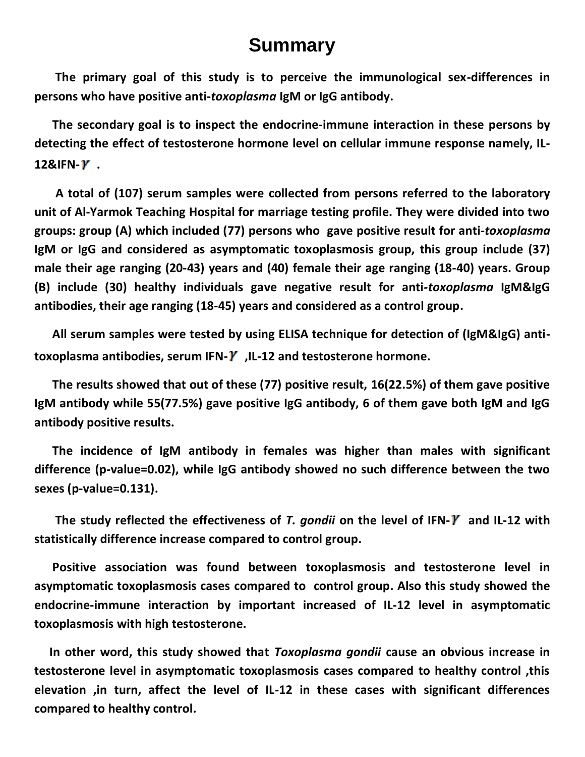# Summary

**The primary goal of this study is to perceive the immunological sex-differences in persons who have positive anti-*toxoplasma* IgM or IgG antibody.**

**The secondary goal is to inspect the endocrine-immune interaction in these persons by detecting the effect of testosterone hormone level on cellular immune response namely, IL-12&IFN-γ .**

**A total of (107) serum samples were collected from persons referred to the laboratory unit of Al-Yarmok Teaching Hospital for marriage testing profile. They were divided into two groups: group (A) which included (77) persons who gave positive result for anti-*toxoplasma* IgM or IgG and considered as asymptomatic toxoplasmosis group, this group include (37) male their age ranging (20-43) years and (40) female their age ranging (18-40) years. Group (B) include (30) healthy individuals gave negative result for anti-*toxoplasma* IgM&IgG antibodies, their age ranging (18-45) years and considered as a control group.**

**All serum samples were tested by using ELISA technique for detection of (IgM&IgG) anti-toxoplasma antibodies, serum IFN-γ ,IL-12 and testosterone hormone.**

**The results showed that out of these (77) positive result, 16(22.5%) of them gave positive IgM antibody while 55(77.5%) gave positive IgG antibody, 6 of them gave both IgM and IgG antibody positive results.**

**The incidence of IgM antibody in females was higher than males with significant difference (p-value=0.02), while IgG antibody showed no such difference between the two sexes (p-value=0.131).**

**The study reflected the effectiveness of *T. gondii* on the level of IFN-γ and IL-12 with statistically difference increase compared to control group.**

**Positive association was found between toxoplasmosis and testosterone level in asymptomatic toxoplasmosis cases compared to control group. Also this study showed the endocrine-immune interaction by important increased of IL-12 level in asymptomatic toxoplasmosis with high testosterone.**

**In other word, this study showed that *Toxoplasma gondii* cause an obvious increase in testosterone level in asymptomatic toxoplasmosis cases compared to healthy control ,this elevation ,in turn, affect the level of IL-12 in these cases with significant differences compared to healthy control.**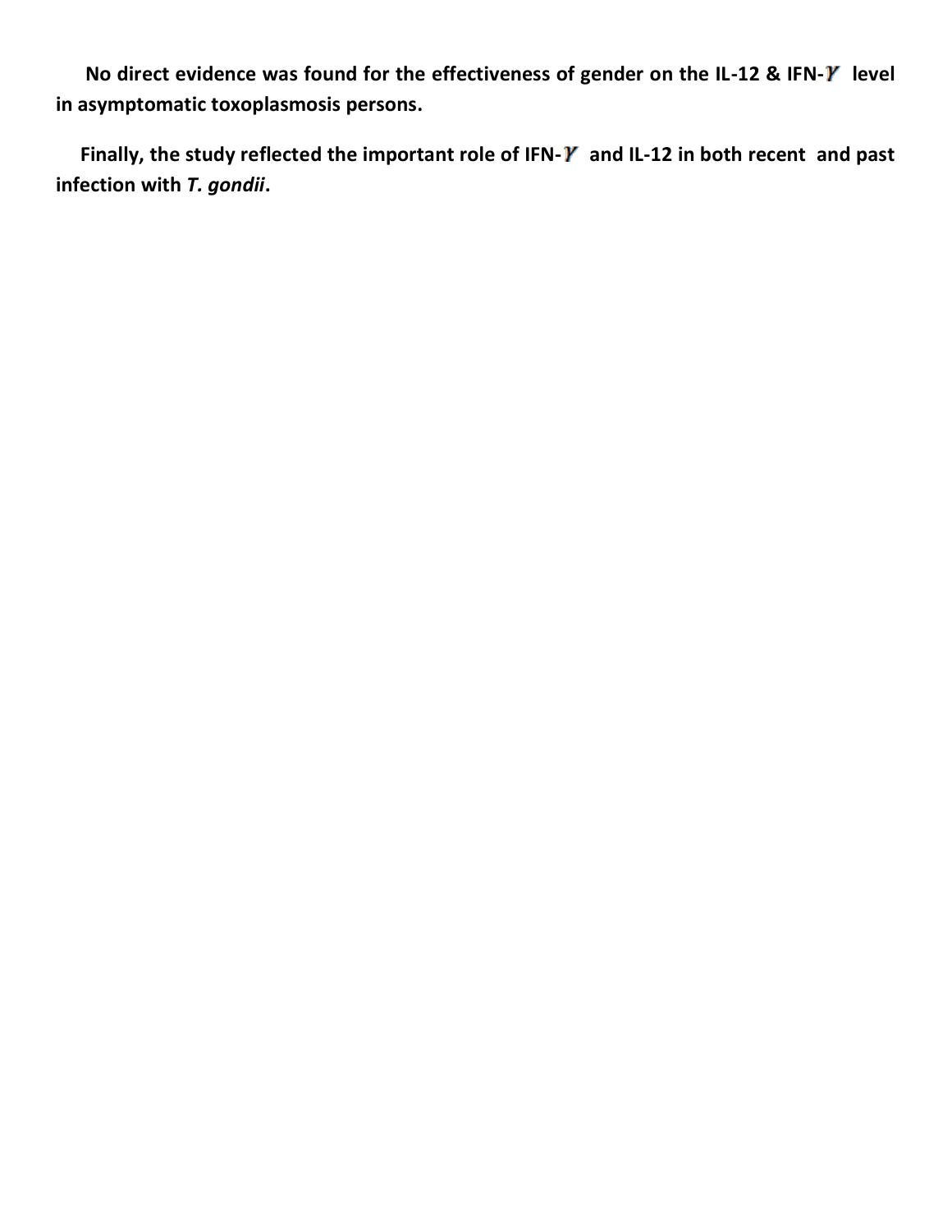**No direct evidence was found for the effectiveness of gender on the IL-12 & IFN-$\gamma$ level in asymptomatic toxoplasmosis persons.**

**Finally, the study reflected the important role of IFN-$\gamma$ and IL-12 in both recent and past infection with *T. gondii*.**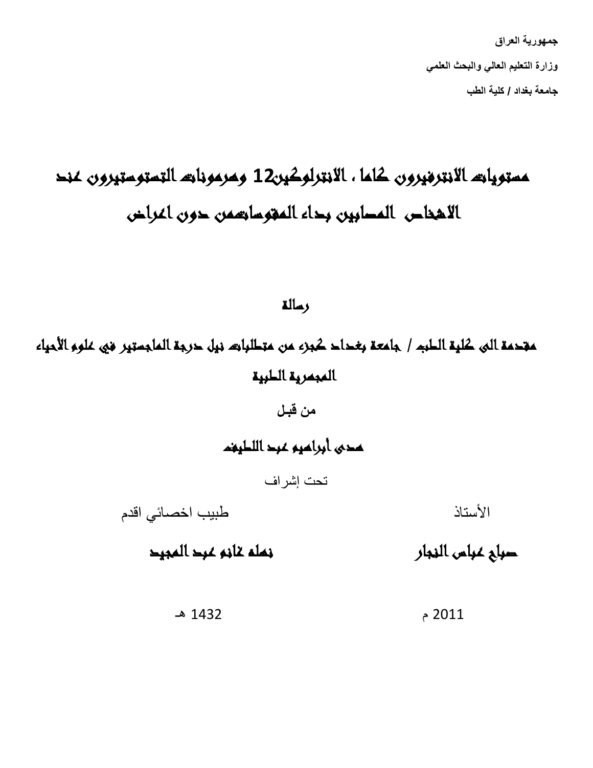جمهورية العراق

وزارة التعليم العالي والبحث العلمي

جامعة بغداد / كلية الطب

# مستويات الانترفيرون كاما ، الانترلوكين12 وهرمونات التستوستيرون عند الاشخاص المصابين بداء المقوساتمن دون اعراض

## رسالة

مقدمة الى كلية الطب / جامعة بغداد كجزء من متطلبات نيل درجة الماجستير في علوم الأحياء المجهرية الطبية

من قبل

**هدى أبراهيم عبد اللطيف**

تحت إشراف

| الأستاذ | طبيب اخصائي اقدم |
|---|---|
| **صباح عباس النجار** | **نهله غانم عبد المجيد** |

2011 م &nbsp;&nbsp;&nbsp;&nbsp;&nbsp;&nbsp;&nbsp;&nbsp; 1432 هـ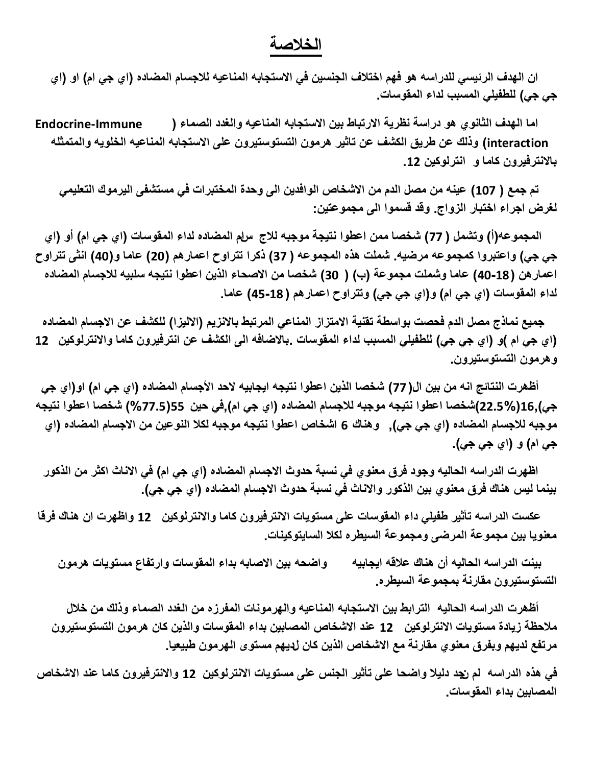# الخلاصة

**ان الهدف الرئيسي للدراسه هو فهم اختلاف الجنسين في الاستجابه المناعيه للاجسام المضاده (اي جي ام) او (اي جي جي) للطفيلي المسبب لداء المقوسات.**

**اما الهدف الثانوي هو دراسة نظرية الارتباط بين الاستجابه المناعيه والغدد الصماء ( Endocrine-Immune interaction) وذلك عن طريق الكشف عن تاثير هرمون التستوستيرون على الاستجابه المناعيه الخلويه والمتمثله بالانترفيرون كاما و انترلوكين 12.**

**تم جمع ( 107) عينه من مصل الدم من الاشخاص الوافدين الى وحدة المختبرات في مستشفى اليرموك التعليمي لغرض اجراء اختبار الزواج. وقد قسموا الى مجموعتين:**

**المجموعه(أ) وتشمل ( 77) شخصا ممن اعطوا نتيجة موجبه للاج سام المضاده لداء المقوسات (اي جي ام) أو (اي جي جي) واعتبروا كمجموعه مرضيه. شملت هذه المجموعه ( 37) ذكرا تتراوح اعمارهم (20) عاما و(40) انثى تتراوح اعمارهن (18-40) عاما وشملت مجموعة (ب) ( 30) شخصا من الاصحاء الذين اعطوا نتيجه سلبيه للاجسام المضاده لداء المقوسات (اي جي ام) و(اي جي جي) وتتراوح اعمارهم (18-45) عاما.**

**جميع نماذج مصل الدم فحصت بواسطة تقنية الامتزاز المناعي المرتبط بالانزيم (الاليزا) للكشف عن الاجسام المضاده (اي جي ام )و (اي جي جي) للطفيلي المسبب لداء المقوسات .بالاضافه الى الكشف عن انترفيرون كاما والانترلوكين 12 وهرمون التستوستيرون.**

**أظهرت النتائج انه من بين ال(77) شخصا الذين اعطوا نتيجه ايجابيه لاحد الأجسام المضاده (اي جي ام) او(اي جي جي),16(22.5%)شخصا اعطوا نتيجه موجبه للاجسام المضاده (اي جي ام),في حين 55(77.5%) شخصا اعطوا نتيجه موجبه للاجسام المضاده (اي جي جي), وهناك 6 اشخاص اعطوا نتيجه موجبه لكلا النوعين من الاجسام المضاده (اي جي ام) و (اي جي جي).**

**اظهرت الدراسه الحاليه وجود فرق معنوي في نسبة حدوث الاجسام المضاده (اي جي ام) في الاناث اكثر من الذكور بينما ليس هناك فرق معنوي بين الذكور والاناث في نسبة حدوث الاجسام المضاده (اي جي جي).**

**عكست الدراسه تأثير طفيلي داء المقوسات على مستويات الانترفيرون كاما والانترلوكين 12 واظهرت ان هناك فرقا معنويا بين مجموعة المرضى ومجموعة السيطره لكلا السايتوكينات.**

**بينت الدراسه الحاليه أن هناك علاقه ايجابيه واضحه بين الاصابه بداء المقوسات وارتفاع مستويات هرمون التستوستيرون مقارنة بمجموعة السيطره.**

**أظهرت الدراسه الحاليه الترابط بين الاستجابه المناعيه والهرمونات المفرزه من الغدد الصماء وذلك من خلال ملاحظة زيادة مستويات الانترلوكين 12 عند الاشخاص المصابين بداء المقوسات والذين كان هرمون التستوستيرون مرتفع لديهم وبفرق معنوي مقارنة مع الاشخاص الذين كان لديهم مستوى الهرمون طبيعيا.**

**في هذه الدراسه لم نجد دليلا واضحا على تأثير الجنس على مستويات الانترلوكين 12 والانترفيرون كاما عند الاشخاص المصابين بداء المقوسات.**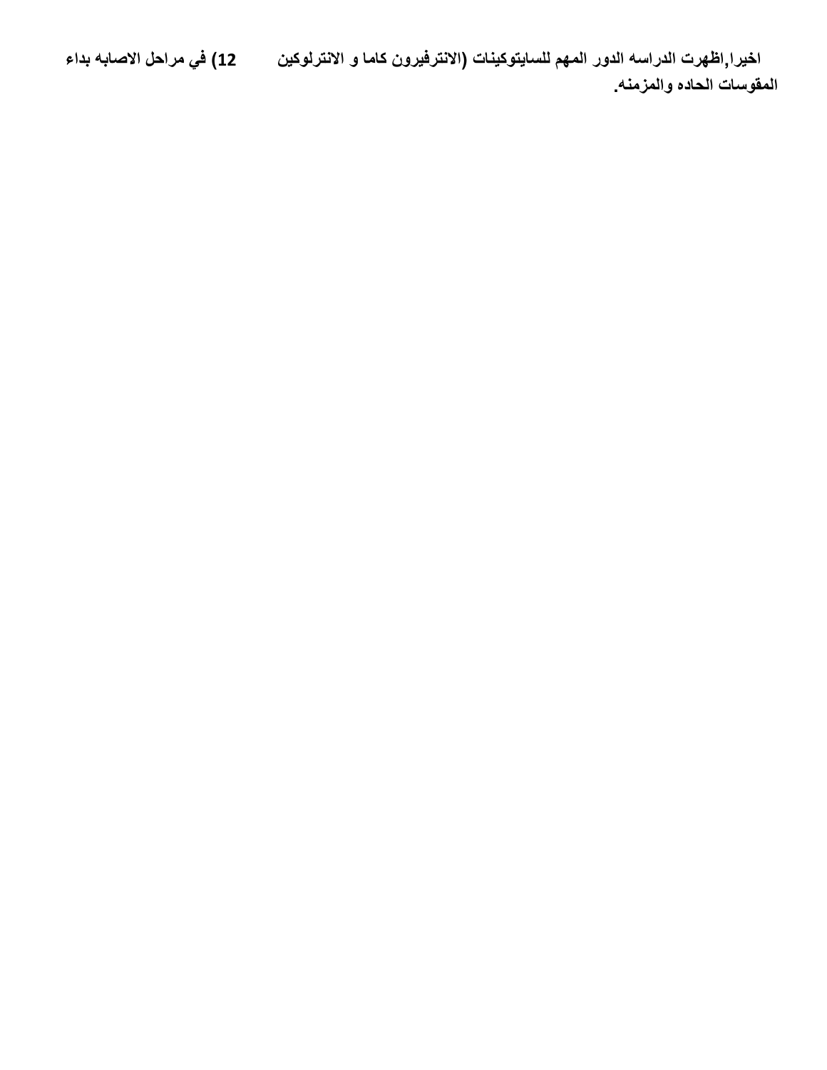**اخيرا,اظهرت الدراسه الدور المهم للسايتوكينات (الانترفيرون كاما و الانترلوكين 12) في مراحل الاصابه بداء المقوسات الحاده والمزمنه.**